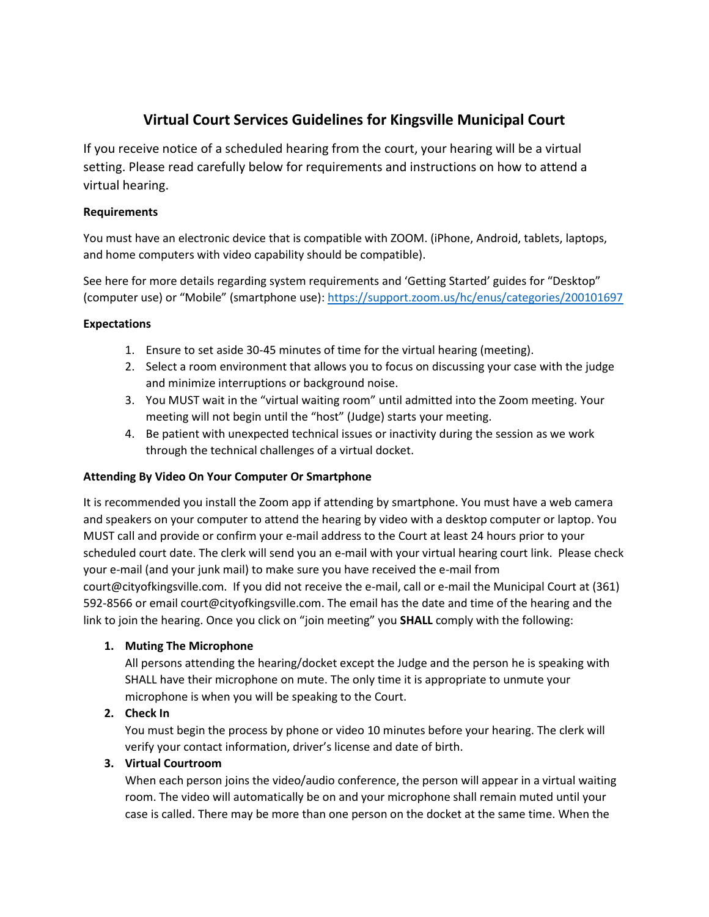# Virtual Court Services Guidelines for Kingsville Municipal Court

If you receive notice of a scheduled hearing from the court, your hearing will be a virtual setting. Please read carefully below for requirements and instructions on how to attend a virtual hearing.

**Requirements**

You must have an electronic device that is compatible with ZOOM. (iPhone, Android, tablets, laptops, and home computers with video capability should be compatible).

See here for more details regarding system requirements and 'Getting Started' guides for "Desktop" (computer use) or "Mobile" (smartphone use): https://support.zoom.us/hc/enus/categories/200101697

**Expectations**

1. Ensure to set aside 30-45 minutes of time for the virtual hearing (meeting).
2. Select a room environment that allows you to focus on discussing your case with the judge and minimize interruptions or background noise.
3. You MUST wait in the "virtual waiting room" until admitted into the Zoom meeting. Your meeting will not begin until the "host" (Judge) starts your meeting.
4. Be patient with unexpected technical issues or inactivity during the session as we work through the technical challenges of a virtual docket.

**Attending By Video On Your Computer Or Smartphone**

It is recommended you install the Zoom app if attending by smartphone. You must have a web camera and speakers on your computer to attend the hearing by video with a desktop computer or laptop. You MUST call and provide or confirm your e-mail address to the Court at least 24 hours prior to your scheduled court date. The clerk will send you an e-mail with your virtual hearing court link. Please check your e-mail (and your junk mail) to make sure you have received the e-mail from court@cityofkingsville.com. If you did not receive the e-mail, call or e-mail the Municipal Court at (361) 592-8566 or email court@cityofkingsville.com. The email has the date and time of the hearing and the link to join the hearing. Once you click on "join meeting" you **SHALL** comply with the following:

1. **Muting The Microphone**
   All persons attending the hearing/docket except the Judge and the person he is speaking with SHALL have their microphone on mute. The only time it is appropriate to unmute your microphone is when you will be speaking to the Court.
2. **Check In**
   You must begin the process by phone or video 10 minutes before your hearing. The clerk will verify your contact information, driver's license and date of birth.
3. **Virtual Courtroom**
   When each person joins the video/audio conference, the person will appear in a virtual waiting room. The video will automatically be on and your microphone shall remain muted until your case is called. There may be more than one person on the docket at the same time. When the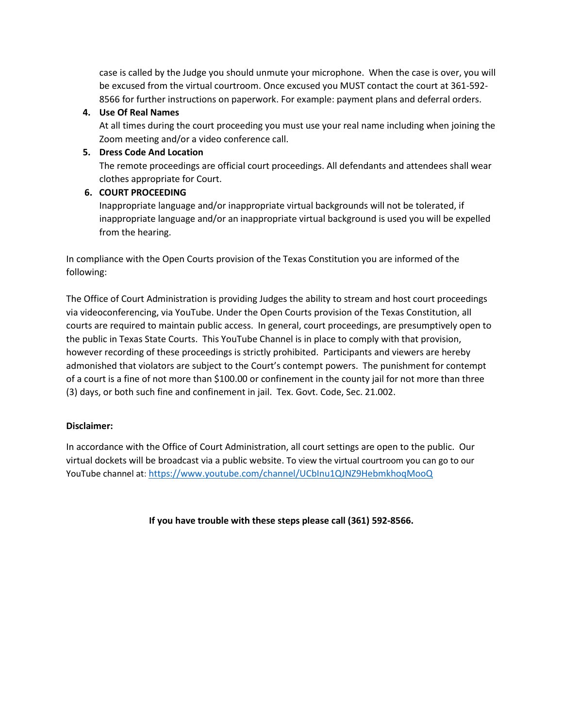case is called by the Judge you should unmute your microphone. When the case is over, you will be excused from the virtual courtroom. Once excused you MUST contact the court at 361-592-8566 for further instructions on paperwork. For example: payment plans and deferral orders.

4. **Use Of Real Names**
   At all times during the court proceeding you must use your real name including when joining the Zoom meeting and/or a video conference call.
5. **Dress Code And Location**
   The remote proceedings are official court proceedings. All defendants and attendees shall wear clothes appropriate for Court.
6. **COURT PROCEEDING**
   Inappropriate language and/or inappropriate virtual backgrounds will not be tolerated, if inappropriate language and/or an inappropriate virtual background is used you will be expelled from the hearing.

In compliance with the Open Courts provision of the Texas Constitution you are informed of the following:

The Office of Court Administration is providing Judges the ability to stream and host court proceedings via videoconferencing, via YouTube. Under the Open Courts provision of the Texas Constitution, all courts are required to maintain public access. In general, court proceedings, are presumptively open to the public in Texas State Courts. This YouTube Channel is in place to comply with that provision, however recording of these proceedings is strictly prohibited. Participants and viewers are hereby admonished that violators are subject to the Court's contempt powers. The punishment for contempt of a court is a fine of not more than $100.00 or confinement in the county jail for not more than three (3) days, or both such fine and confinement in jail. Tex. Govt. Code, Sec. 21.002.

**Disclaimer:**

In accordance with the Office of Court Administration, all court settings are open to the public. Our virtual dockets will be broadcast via a public website. To view the virtual courtroom you can go to our YouTube channel at: https://www.youtube.com/channel/UCbInu1QJNZ9HebmkhoqMooQ

**If you have trouble with these steps please call (361) 592-8566.**